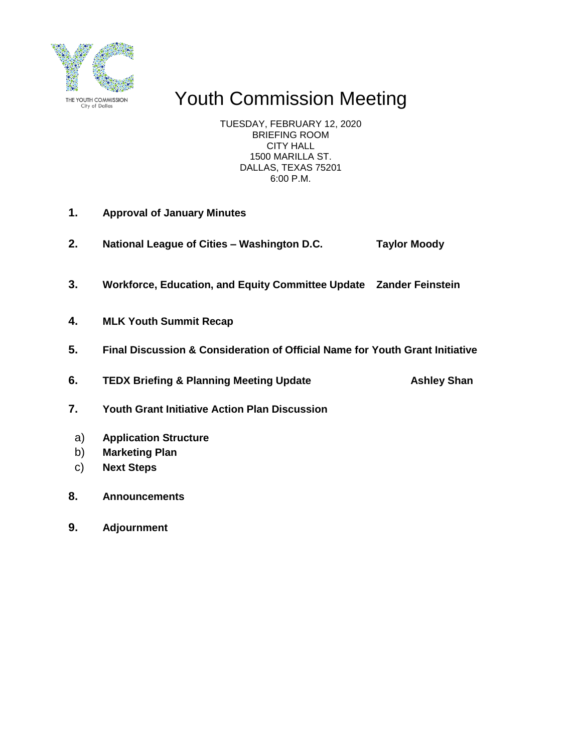THE YOUTH COMMISSION
City of Dallas

# Youth Commission Meeting

TUESDAY, FEBRUARY 12, 2020
BRIEFING ROOM
CITY HALL
1500 MARILLA ST.
DALLAS, TEXAS 75201
6:00 P.M.

1. **Approval of January Minutes**

2. **National League of Cities – Washington D.C.** **Taylor Moody**

3. **Workforce, Education, and Equity Committee Update** **Zander Feinstein**

4. **MLK Youth Summit Recap**

5. **Final Discussion & Consideration of Official Name for Youth Grant Initiative**

6. **TEDX Briefing & Planning Meeting Update** **Ashley Shan**

7. **Youth Grant Initiative Action Plan Discussion**

   a) **Application Structure**
   b) **Marketing Plan**
   c) **Next Steps**

8. **Announcements**

9. **Adjournment**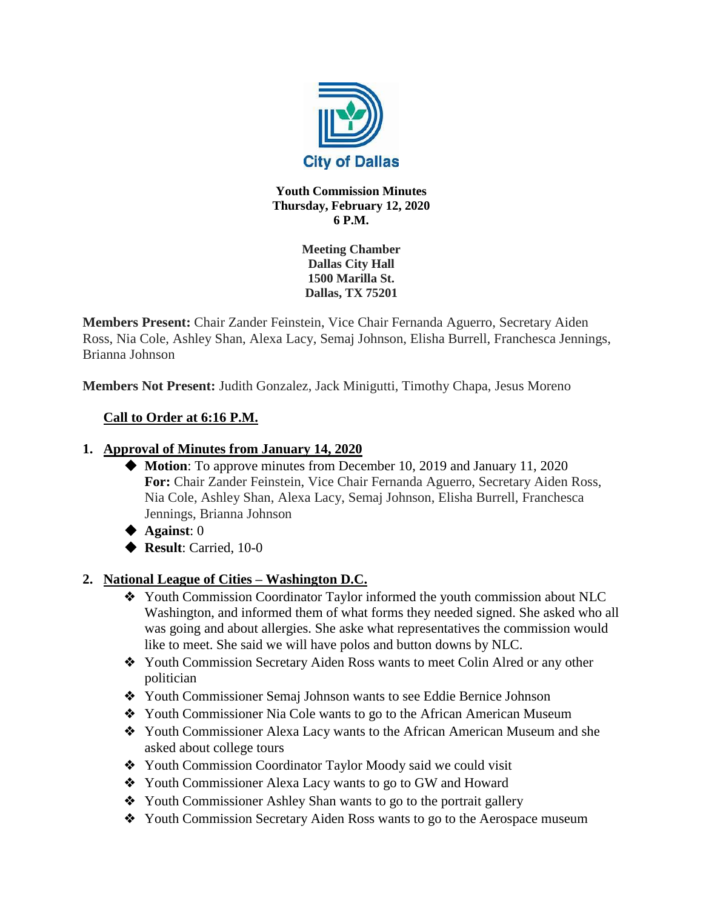**City of Dallas**

**Youth Commission Minutes**
**Thursday, February 12, 2020**
**6 P.M.**

**Meeting Chamber**
**Dallas City Hall**
**1500 Marilla St.**
**Dallas, TX 75201**

**Members Present:** Chair Zander Feinstein, Vice Chair Fernanda Aguerro, Secretary Aiden Ross, Nia Cole, Ashley Shan, Alexa Lacy, Semaj Johnson, Elisha Burrell, Franchesca Jennings, Brianna Johnson

**Members Not Present:** Judith Gonzalez, Jack Minigutti, Timothy Chapa, Jesus Moreno

**Call to Order at 6:16 P.M.**

1. **Approval of Minutes from January 14, 2020**
   - **Motion**: To approve minutes from December 10, 2019 and January 11, 2020
     **For:** Chair Zander Feinstein, Vice Chair Fernanda Aguerro, Secretary Aiden Ross, Nia Cole, Ashley Shan, Alexa Lacy, Semaj Johnson, Elisha Burrell, Franchesca Jennings, Brianna Johnson
   - **Against**: 0
   - **Result**: Carried, 10-0

2. **National League of Cities – Washington D.C.**
   - Youth Commission Coordinator Taylor informed the youth commission about NLC Washington, and informed them of what forms they needed signed. She asked who all was going and about allergies. She aske what representatives the commission would like to meet. She said we will have polos and button downs by NLC.
   - Youth Commission Secretary Aiden Ross wants to meet Colin Alred or any other politician
   - Youth Commissioner Semaj Johnson wants to see Eddie Bernice Johnson
   - Youth Commissioner Nia Cole wants to go to the African American Museum
   - Youth Commissioner Alexa Lacy wants to the African American Museum and she asked about college tours
   - Youth Commission Coordinator Taylor Moody said we could visit
   - Youth Commissioner Alexa Lacy wants to go to GW and Howard
   - Youth Commissioner Ashley Shan wants to go to the portrait gallery
   - Youth Commission Secretary Aiden Ross wants to go to the Aerospace museum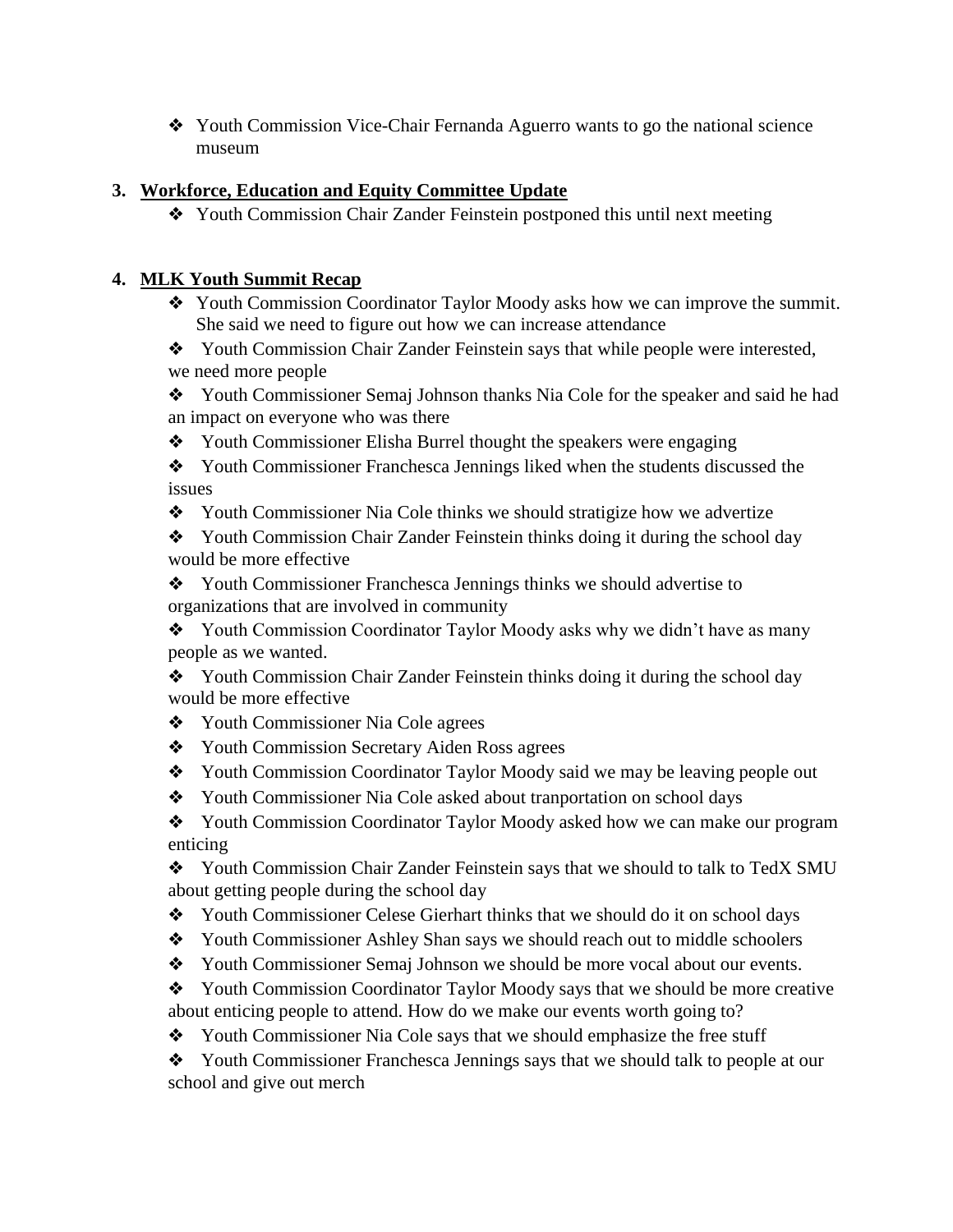- ❖ Youth Commission Vice-Chair Fernanda Aguerro wants to go the national science museum

3. **Workforce, Education and Equity Committee Update**
   - ❖ Youth Commission Chair Zander Feinstein postponed this until next meeting

4. **MLK Youth Summit Recap**
   - ❖ Youth Commission Coordinator Taylor Moody asks how we can improve the summit. She said we need to figure out how we can increase attendance
   - ❖ Youth Commission Chair Zander Feinstein says that while people were interested, we need more people
   - ❖ Youth Commissioner Semaj Johnson thanks Nia Cole for the speaker and said he had an impact on everyone who was there
   - ❖ Youth Commissioner Elisha Burrel thought the speakers were engaging
   - ❖ Youth Commissioner Franchesca Jennings liked when the students discussed the issues
   - ❖ Youth Commissioner Nia Cole thinks we should stratigize how we advertize
   - ❖ Youth Commission Chair Zander Feinstein thinks doing it during the school day would be more effective
   - ❖ Youth Commissioner Franchesca Jennings thinks we should advertise to organizations that are involved in community
   - ❖ Youth Commission Coordinator Taylor Moody asks why we didn't have as many people as we wanted.
   - ❖ Youth Commission Chair Zander Feinstein thinks doing it during the school day would be more effective
   - ❖ Youth Commissioner Nia Cole agrees
   - ❖ Youth Commission Secretary Aiden Ross agrees
   - ❖ Youth Commission Coordinator Taylor Moody said we may be leaving people out
   - ❖ Youth Commissioner Nia Cole asked about tranportation on school days
   - ❖ Youth Commission Coordinator Taylor Moody asked how we can make our program enticing
   - ❖ Youth Commission Chair Zander Feinstein says that we should to talk to TedX SMU about getting people during the school day
   - ❖ Youth Commissioner Celese Gierhart thinks that we should do it on school days
   - ❖ Youth Commissioner Ashley Shan says we should reach out to middle schoolers
   - ❖ Youth Commissioner Semaj Johnson we should be more vocal about our events.
   - ❖ Youth Commission Coordinator Taylor Moody says that we should be more creative about enticing people to attend. How do we make our events worth going to?
   - ❖ Youth Commissioner Nia Cole says that we should emphasize the free stuff
   - ❖ Youth Commissioner Franchesca Jennings says that we should talk to people at our school and give out merch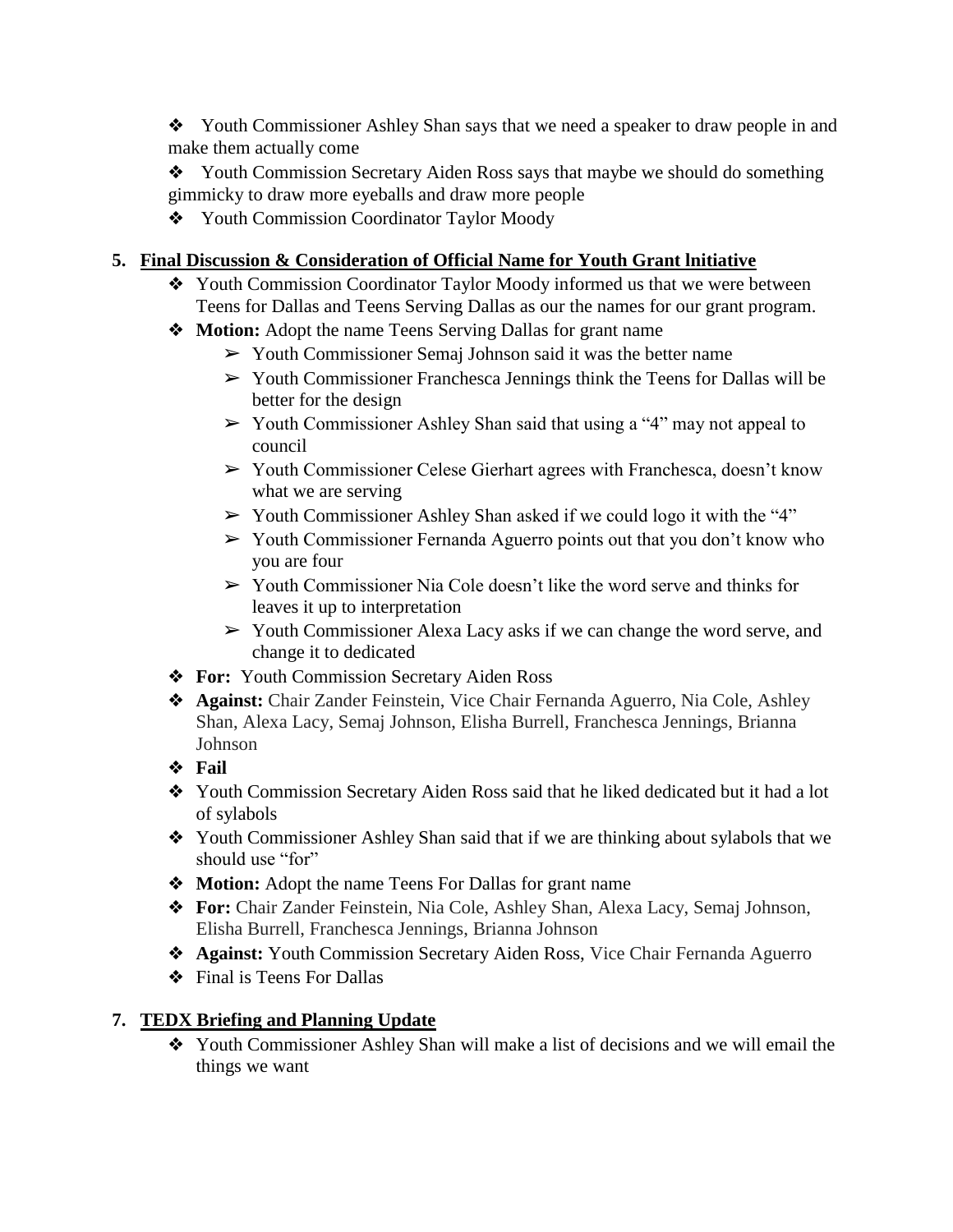- Youth Commissioner Ashley Shan says that we need a speaker to draw people in and make them actually come
- Youth Commission Secretary Aiden Ross says that maybe we should do something gimmicky to draw more eyeballs and draw more people
- Youth Commission Coordinator Taylor Moody

**5. Final Discussion & Consideration of Official Name for Youth Grant lnitiative**

- Youth Commission Coordinator Taylor Moody informed us that we were between Teens for Dallas and Teens Serving Dallas as our the names for our grant program.
- **Motion:** Adopt the name Teens Serving Dallas for grant name
  - Youth Commissioner Semaj Johnson said it was the better name
  - Youth Commissioner Franchesca Jennings think the Teens for Dallas will be better for the design
  - Youth Commissioner Ashley Shan said that using a "4" may not appeal to council
  - Youth Commissioner Celese Gierhart agrees with Franchesca, doesn't know what we are serving
  - Youth Commissioner Ashley Shan asked if we could logo it with the "4"
  - Youth Commissioner Fernanda Aguerro points out that you don't know who you are four
  - Youth Commissioner Nia Cole doesn't like the word serve and thinks for leaves it up to interpretation
  - Youth Commissioner Alexa Lacy asks if we can change the word serve, and change it to dedicated
- **For:** Youth Commission Secretary Aiden Ross
- **Against:** Chair Zander Feinstein, Vice Chair Fernanda Aguerro, Nia Cole, Ashley Shan, Alexa Lacy, Semaj Johnson, Elisha Burrell, Franchesca Jennings, Brianna Johnson
- **Fail**
- Youth Commission Secretary Aiden Ross said that he liked dedicated but it had a lot of sylabols
- Youth Commissioner Ashley Shan said that if we are thinking about sylabols that we should use "for"
- **Motion:** Adopt the name Teens For Dallas for grant name
- **For:** Chair Zander Feinstein, Nia Cole, Ashley Shan, Alexa Lacy, Semaj Johnson, Elisha Burrell, Franchesca Jennings, Brianna Johnson
- **Against:** Youth Commission Secretary Aiden Ross, Vice Chair Fernanda Aguerro
- Final is Teens For Dallas

**7. TEDX Briefing and Planning Update**

- Youth Commissioner Ashley Shan will make a list of decisions and we will email the things we want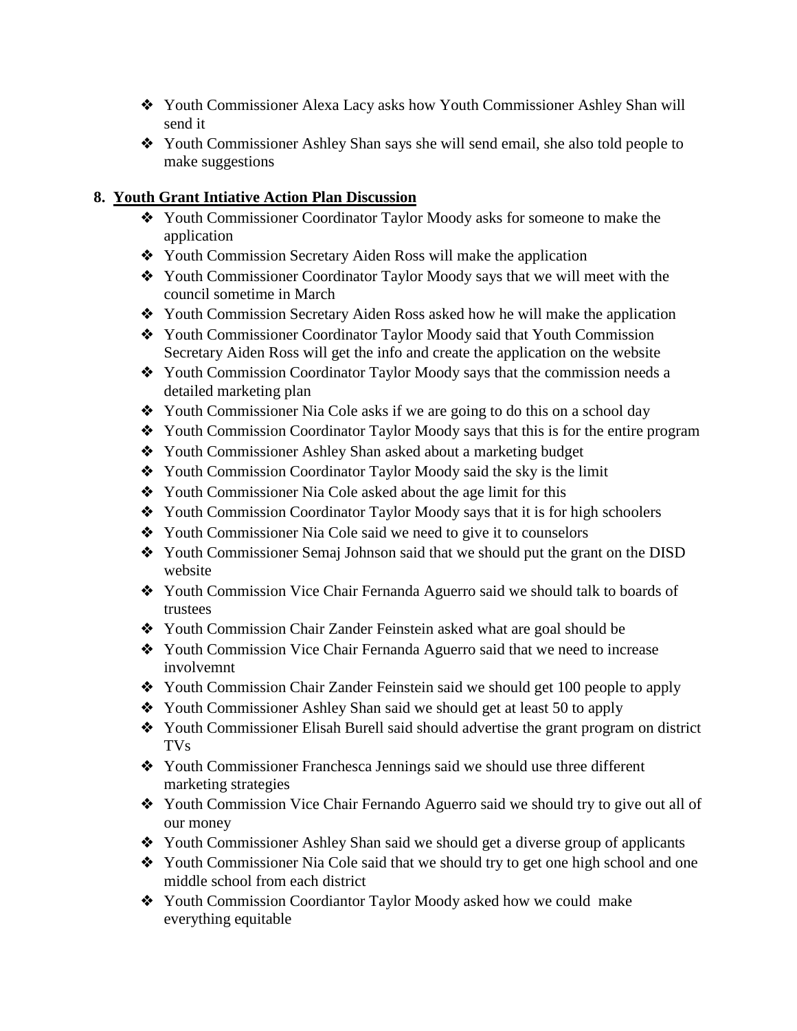- Youth Commissioner Alexa Lacy asks how Youth Commissioner Ashley Shan will send it
- Youth Commissioner Ashley Shan says she will send email, she also told people to make suggestions

**8. Youth Grant Intiative Action Plan Discussion**

- Youth Commissioner Coordinator Taylor Moody asks for someone to make the application
- Youth Commission Secretary Aiden Ross will make the application
- Youth Commissioner Coordinator Taylor Moody says that we will meet with the council sometime in March
- Youth Commission Secretary Aiden Ross asked how he will make the application
- Youth Commissioner Coordinator Taylor Moody said that Youth Commission Secretary Aiden Ross will get the info and create the application on the website
- Youth Commission Coordinator Taylor Moody says that the commission needs a detailed marketing plan
- Youth Commissioner Nia Cole asks if we are going to do this on a school day
- Youth Commission Coordinator Taylor Moody says that this is for the entire program
- Youth Commissioner Ashley Shan asked about a marketing budget
- Youth Commission Coordinator Taylor Moody said the sky is the limit
- Youth Commissioner Nia Cole asked about the age limit for this
- Youth Commission Coordinator Taylor Moody says that it is for high schoolers
- Youth Commissioner Nia Cole said we need to give it to counselors
- Youth Commissioner Semaj Johnson said that we should put the grant on the DISD website
- Youth Commission Vice Chair Fernanda Aguerro said we should talk to boards of trustees
- Youth Commission Chair Zander Feinstein asked what are goal should be
- Youth Commission Vice Chair Fernanda Aguerro said that we need to increase involvemnt
- Youth Commission Chair Zander Feinstein said we should get 100 people to apply
- Youth Commissioner Ashley Shan said we should get at least 50 to apply
- Youth Commissioner Elisah Burell said should advertise the grant program on district TVs
- Youth Commissioner Franchesca Jennings said we should use three different marketing strategies
- Youth Commission Vice Chair Fernando Aguerro said we should try to give out all of our money
- Youth Commissioner Ashley Shan said we should get a diverse group of applicants
- Youth Commissioner Nia Cole said that we should try to get one high school and one middle school from each district
- Youth Commission Coordiantor Taylor Moody asked how we could make everything equitable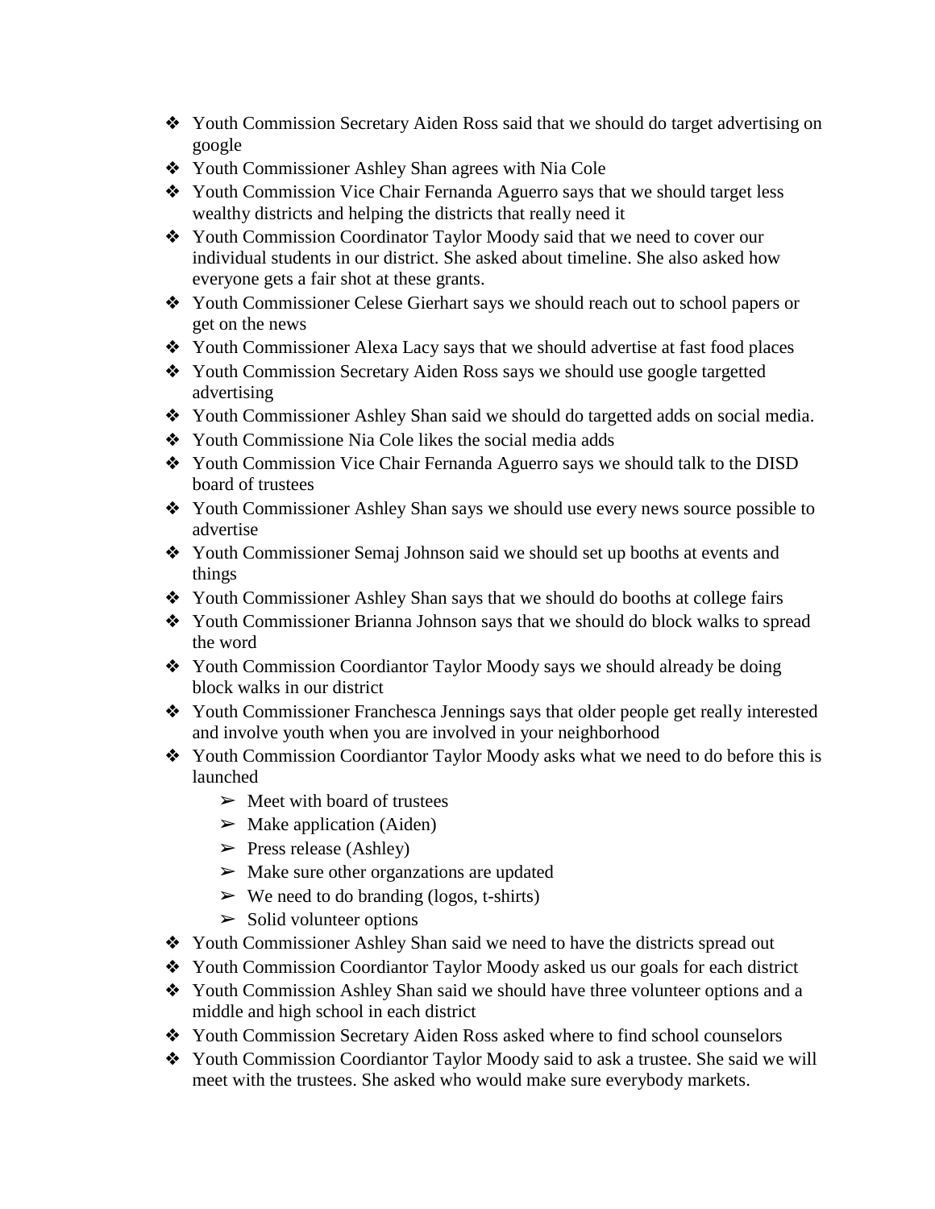- Youth Commission Secretary Aiden Ross said that we should do target advertising on google
- Youth Commissioner Ashley Shan agrees with Nia Cole
- Youth Commission Vice Chair Fernanda Aguerro says that we should target less wealthy districts and helping the districts that really need it
- Youth Commission Coordinator Taylor Moody said that we need to cover our individual students in our district. She asked about timeline. She also asked how everyone gets a fair shot at these grants.
- Youth Commissioner Celese Gierhart says we should reach out to school papers or get on the news
- Youth Commissioner Alexa Lacy says that we should advertise at fast food places
- Youth Commission Secretary Aiden Ross says we should use google targetted advertising
- Youth Commissioner Ashley Shan said we should do targetted adds on social media.
- Youth Commissione Nia Cole likes the social media adds
- Youth Commission Vice Chair Fernanda Aguerro says we should talk to the DISD board of trustees
- Youth Commissioner Ashley Shan says we should use every news source possible to advertise
- Youth Commissioner Semaj Johnson said we should set up booths at events and things
- Youth Commissioner Ashley Shan says that we should do booths at college fairs
- Youth Commissioner Brianna Johnson says that we should do block walks to spread the word
- Youth Commission Coordiantor Taylor Moody says we should already be doing block walks in our district
- Youth Commissioner Franchesca Jennings says that older people get really interested and involve youth when you are involved in your neighborhood
- Youth Commission Coordiantor Taylor Moody asks what we need to do before this is launched
  - Meet with board of trustees
  - Make application (Aiden)
  - Press release (Ashley)
  - Make sure other organzations are updated
  - We need to do branding (logos, t-shirts)
  - Solid volunteer options
- Youth Commissioner Ashley Shan said we need to have the districts spread out
- Youth Commission Coordiantor Taylor Moody asked us our goals for each district
- Youth Commission Ashley Shan said we should have three volunteer options and a middle and high school in each district
- Youth Commission Secretary Aiden Ross asked where to find school counselors
- Youth Commission Coordiantor Taylor Moody said to ask a trustee. She said we will meet with the trustees. She asked who would make sure everybody markets.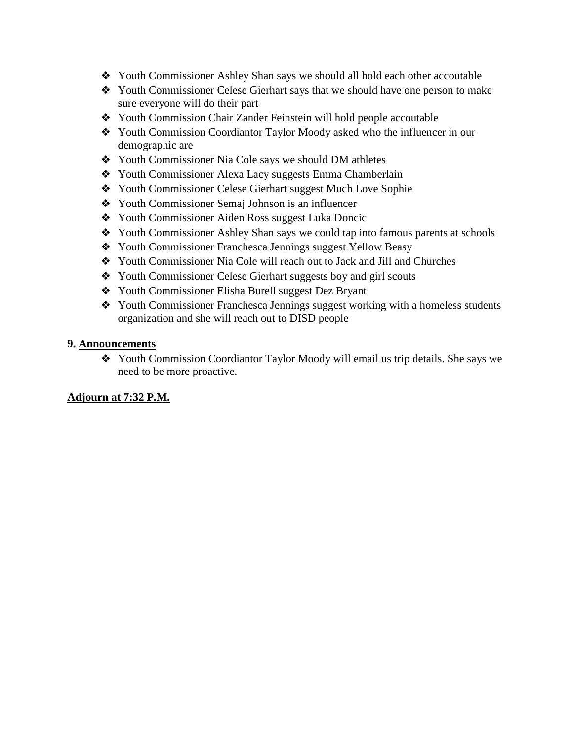- Youth Commissioner Ashley Shan says we should all hold each other accoutable
- Youth Commissioner Celese Gierhart says that we should have one person to make sure everyone will do their part
- Youth Commission Chair Zander Feinstein will hold people accoutable
- Youth Commission Coordiantor Taylor Moody asked who the influencer in our demographic are
- Youth Commissioner Nia Cole says we should DM athletes
- Youth Commissioner Alexa Lacy suggests Emma Chamberlain
- Youth Commissioner Celese Gierhart suggest Much Love Sophie
- Youth Commissioner Semaj Johnson is an influencer
- Youth Commissioner Aiden Ross suggest Luka Doncic
- Youth Commissioner Ashley Shan says we could tap into famous parents at schools
- Youth Commissioner Franchesca Jennings suggest Yellow Beasy
- Youth Commissioner Nia Cole will reach out to Jack and Jill and Churches
- Youth Commissioner Celese Gierhart suggests boy and girl scouts
- Youth Commissioner Elisha Burell suggest Dez Bryant
- Youth Commissioner Franchesca Jennings suggest working with a homeless students organization and she will reach out to DISD people

**9. <u>Announcements</u>**

- Youth Commission Coordiantor Taylor Moody will email us trip details. She says we need to be more proactive.

**<u>Adjourn at 7:32 P.M.</u>**